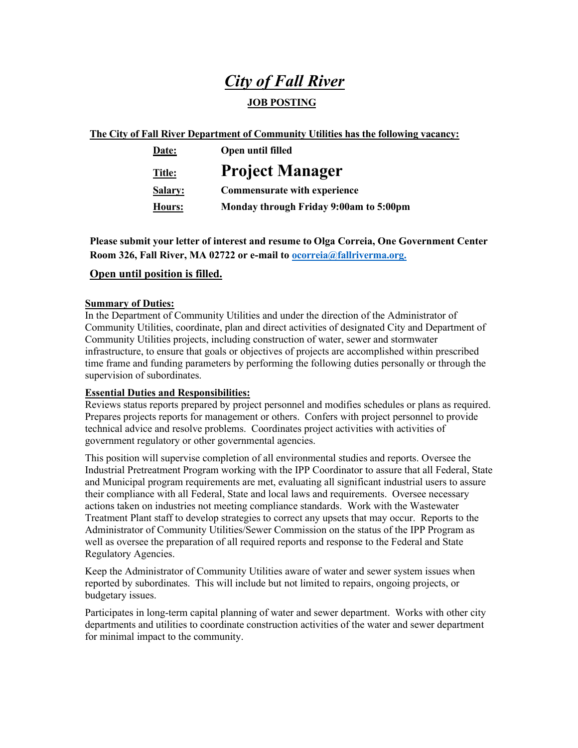# *City of Fall River*

## JOB POSTING

**The City of Fall River Department of Community Utilities has the following vacancy:**

| | |
|---|---|
| **Date:** | **Open until filled** |
| **Title:** | **Project Manager** |
| **Salary:** | **Commensurate with experience** |
| **Hours:** | **Monday through Friday 9:00am to 5:00pm** |

**Please submit your letter of interest and resume to Olga Correia, One Government Center Room 326, Fall River, MA 02722 or e-mail to [ocorreia@fallriverma.org.](mailto:ocorreia@fallriverma.org)**

**Open until position is filled.**

**Summary of Duties:**

In the Department of Community Utilities and under the direction of the Administrator of Community Utilities, coordinate, plan and direct activities of designated City and Department of Community Utilities projects, including construction of water, sewer and stormwater infrastructure, to ensure that goals or objectives of projects are accomplished within prescribed time frame and funding parameters by performing the following duties personally or through the supervision of subordinates.

**Essential Duties and Responsibilities:**

Reviews status reports prepared by project personnel and modifies schedules or plans as required. Prepares projects reports for management or others. Confers with project personnel to provide technical advice and resolve problems. Coordinates project activities with activities of government regulatory or other governmental agencies.

This position will supervise completion of all environmental studies and reports. Oversee the Industrial Pretreatment Program working with the IPP Coordinator to assure that all Federal, State and Municipal program requirements are met, evaluating all significant industrial users to assure their compliance with all Federal, State and local laws and requirements. Oversee necessary actions taken on industries not meeting compliance standards. Work with the Wastewater Treatment Plant staff to develop strategies to correct any upsets that may occur. Reports to the Administrator of Community Utilities/Sewer Commission on the status of the IPP Program as well as oversee the preparation of all required reports and response to the Federal and State Regulatory Agencies.

Keep the Administrator of Community Utilities aware of water and sewer system issues when reported by subordinates. This will include but not limited to repairs, ongoing projects, or budgetary issues.

Participates in long-term capital planning of water and sewer department. Works with other city departments and utilities to coordinate construction activities of the water and sewer department for minimal impact to the community.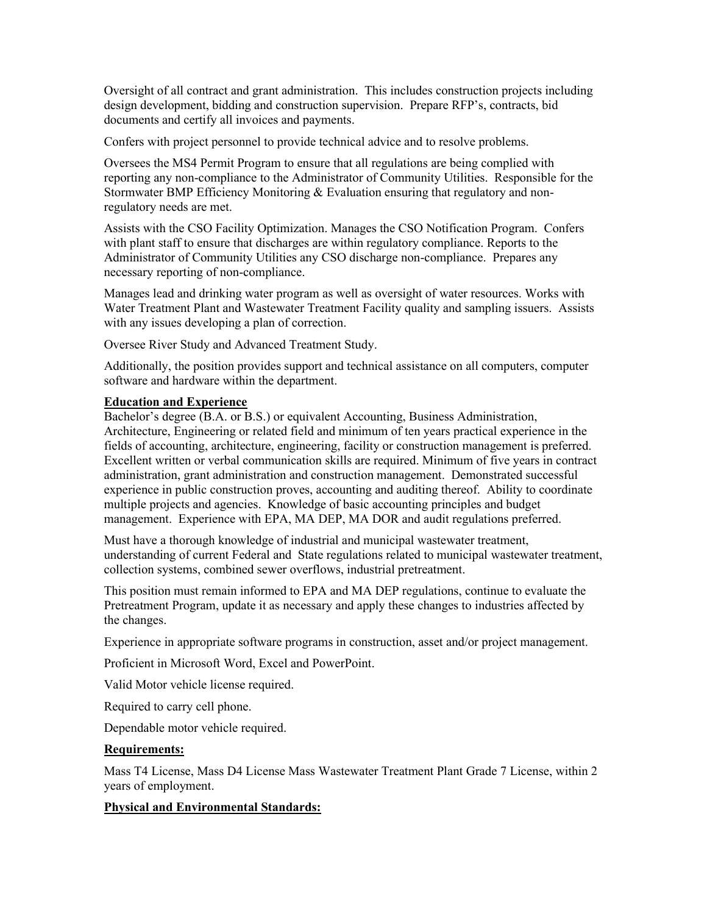Oversight of all contract and grant administration. This includes construction projects including design development, bidding and construction supervision. Prepare RFP's, contracts, bid documents and certify all invoices and payments.

Confers with project personnel to provide technical advice and to resolve problems.

Oversees the MS4 Permit Program to ensure that all regulations are being complied with reporting any non-compliance to the Administrator of Community Utilities. Responsible for the Stormwater BMP Efficiency Monitoring & Evaluation ensuring that regulatory and non-regulatory needs are met.

Assists with the CSO Facility Optimization. Manages the CSO Notification Program. Confers with plant staff to ensure that discharges are within regulatory compliance. Reports to the Administrator of Community Utilities any CSO discharge non-compliance. Prepares any necessary reporting of non-compliance.

Manages lead and drinking water program as well as oversight of water resources. Works with Water Treatment Plant and Wastewater Treatment Facility quality and sampling issuers. Assists with any issues developing a plan of correction.

Oversee River Study and Advanced Treatment Study.

Additionally, the position provides support and technical assistance on all computers, computer software and hardware within the department.

**Education and Experience**

Bachelor's degree (B.A. or B.S.) or equivalent Accounting, Business Administration, Architecture, Engineering or related field and minimum of ten years practical experience in the fields of accounting, architecture, engineering, facility or construction management is preferred. Excellent written or verbal communication skills are required. Minimum of five years in contract administration, grant administration and construction management. Demonstrated successful experience in public construction proves, accounting and auditing thereof. Ability to coordinate multiple projects and agencies. Knowledge of basic accounting principles and budget management. Experience with EPA, MA DEP, MA DOR and audit regulations preferred.

Must have a thorough knowledge of industrial and municipal wastewater treatment, understanding of current Federal and State regulations related to municipal wastewater treatment, collection systems, combined sewer overflows, industrial pretreatment.

This position must remain informed to EPA and MA DEP regulations, continue to evaluate the Pretreatment Program, update it as necessary and apply these changes to industries affected by the changes.

Experience in appropriate software programs in construction, asset and/or project management.

Proficient in Microsoft Word, Excel and PowerPoint.

Valid Motor vehicle license required.

Required to carry cell phone.

Dependable motor vehicle required.

**Requirements:**

Mass T4 License, Mass D4 License Mass Wastewater Treatment Plant Grade 7 License, within 2 years of employment.

**Physical and Environmental Standards:**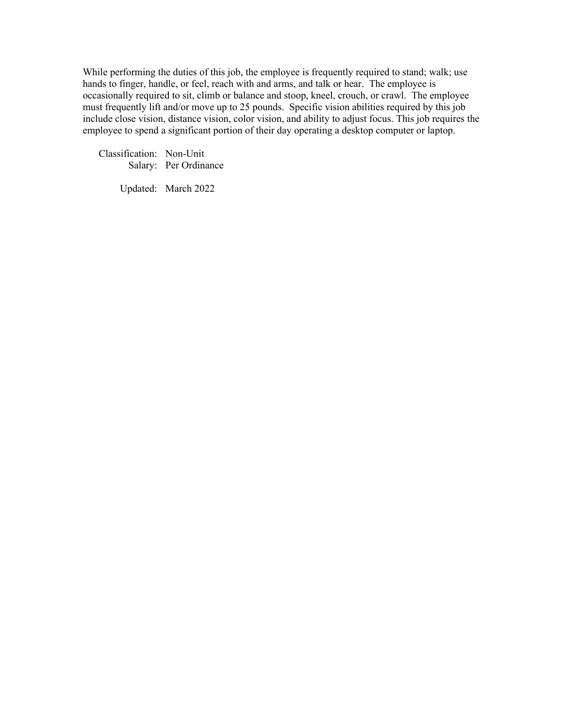While performing the duties of this job, the employee is frequently required to stand; walk; use hands to finger, handle, or feel, reach with and arms, and talk or hear. The employee is occasionally required to sit, climb or balance and stoop, kneel, crouch, or crawl. The employee must frequently lift and/or move up to 25 pounds. Specific vision abilities required by this job include close vision, distance vision, color vision, and ability to adjust focus. This job requires the employee to spend a significant portion of their day operating a desktop computer or laptop.

Classification: Non-Unit
Salary: Per Ordinance

Updated: March 2022